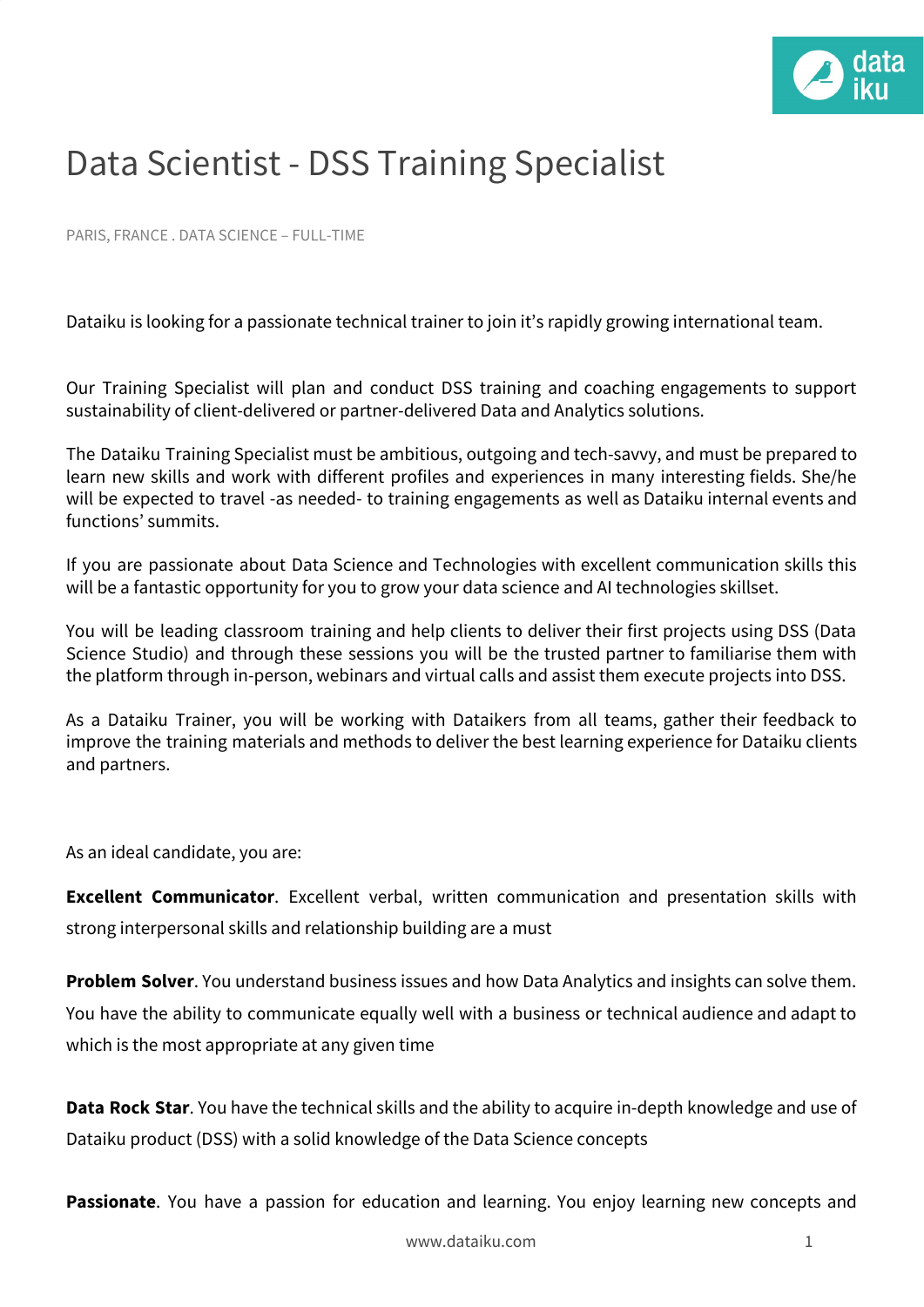# Data Scientist - DSS Training Specialist

PARIS, FRANCE . DATA SCIENCE – FULL-TIME

Dataiku is looking for a passionate technical trainer to join it's rapidly growing international team.

Our Training Specialist will plan and conduct DSS training and coaching engagements to support sustainability of client-delivered or partner-delivered Data and Analytics solutions.

The Dataiku Training Specialist must be ambitious, outgoing and tech-savvy, and must be prepared to learn new skills and work with different profiles and experiences in many interesting fields. She/he will be expected to travel -as needed- to training engagements as well as Dataiku internal events and functions' summits.

If you are passionate about Data Science and Technologies with excellent communication skills this will be a fantastic opportunity for you to grow your data science and AI technologies skillset.

You will be leading classroom training and help clients to deliver their first projects using DSS (Data Science Studio) and through these sessions you will be the trusted partner to familiarise them with the platform through in-person, webinars and virtual calls and assist them execute projects into DSS.

As a Dataiku Trainer, you will be working with Dataikers from all teams, gather their feedback to improve the training materials and methods to deliver the best learning experience for Dataiku clients and partners.

As an ideal candidate, you are:

**Excellent Communicator**. Excellent verbal, written communication and presentation skills with strong interpersonal skills and relationship building are a must

**Problem Solver**. You understand business issues and how Data Analytics and insights can solve them. You have the ability to communicate equally well with a business or technical audience and adapt to which is the most appropriate at any given time

**Data Rock Star**. You have the technical skills and the ability to acquire in-depth knowledge and use of Dataiku product (DSS) with a solid knowledge of the Data Science concepts

**Passionate**. You have a passion for education and learning. You enjoy learning new concepts and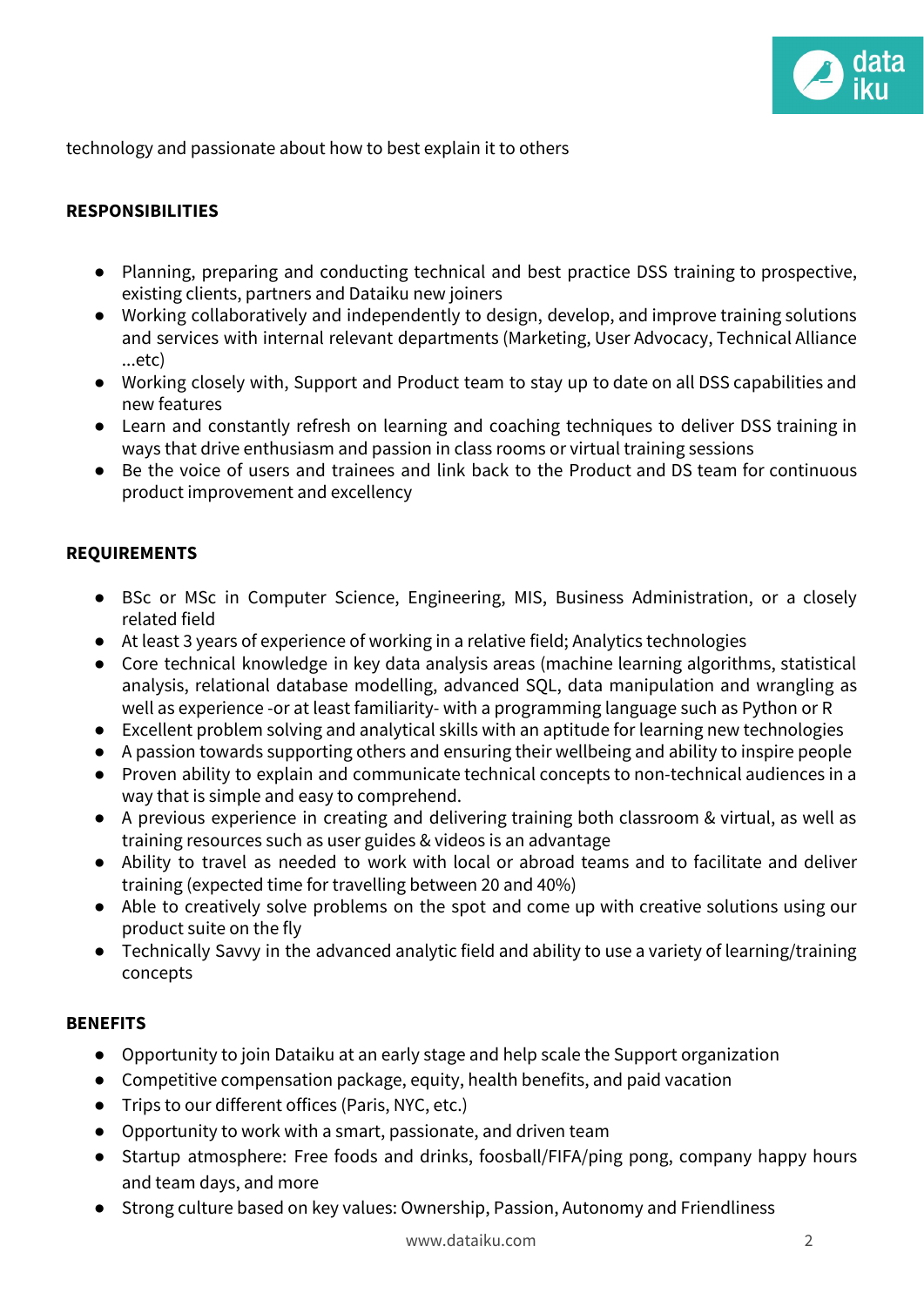technology and passionate about how to best explain it to others

**RESPONSIBILITIES**

- Planning, preparing and conducting technical and best practice DSS training to prospective, existing clients, partners and Dataiku new joiners
- Working collaboratively and independently to design, develop, and improve training solutions and services with internal relevant departments (Marketing, User Advocacy, Technical Alliance ...etc)
- Working closely with, Support and Product team to stay up to date on all DSS capabilities and new features
- Learn and constantly refresh on learning and coaching techniques to deliver DSS training in ways that drive enthusiasm and passion in class rooms or virtual training sessions
- Be the voice of users and trainees and link back to the Product and DS team for continuous product improvement and excellency

**REQUIREMENTS**

- BSc or MSc in Computer Science, Engineering, MIS, Business Administration, or a closely related field
- At least 3 years of experience of working in a relative field; Analytics technologies
- Core technical knowledge in key data analysis areas (machine learning algorithms, statistical analysis, relational database modelling, advanced SQL, data manipulation and wrangling as well as experience -or at least familiarity- with a programming language such as Python or R
- Excellent problem solving and analytical skills with an aptitude for learning new technologies
- A passion towards supporting others and ensuring their wellbeing and ability to inspire people
- Proven ability to explain and communicate technical concepts to non-technical audiences in a way that is simple and easy to comprehend.
- A previous experience in creating and delivering training both classroom & virtual, as well as training resources such as user guides & videos is an advantage
- Ability to travel as needed to work with local or abroad teams and to facilitate and deliver training (expected time for travelling between 20 and 40%)
- Able to creatively solve problems on the spot and come up with creative solutions using our product suite on the fly
- Technically Savvy in the advanced analytic field and ability to use a variety of learning/training concepts

**BENEFITS**

- Opportunity to join Dataiku at an early stage and help scale the Support organization
- Competitive compensation package, equity, health benefits, and paid vacation
- Trips to our different offices (Paris, NYC, etc.)
- Opportunity to work with a smart, passionate, and driven team
- Startup atmosphere: Free foods and drinks, foosball/FIFA/ping pong, company happy hours and team days, and more
- Strong culture based on key values: Ownership, Passion, Autonomy and Friendliness